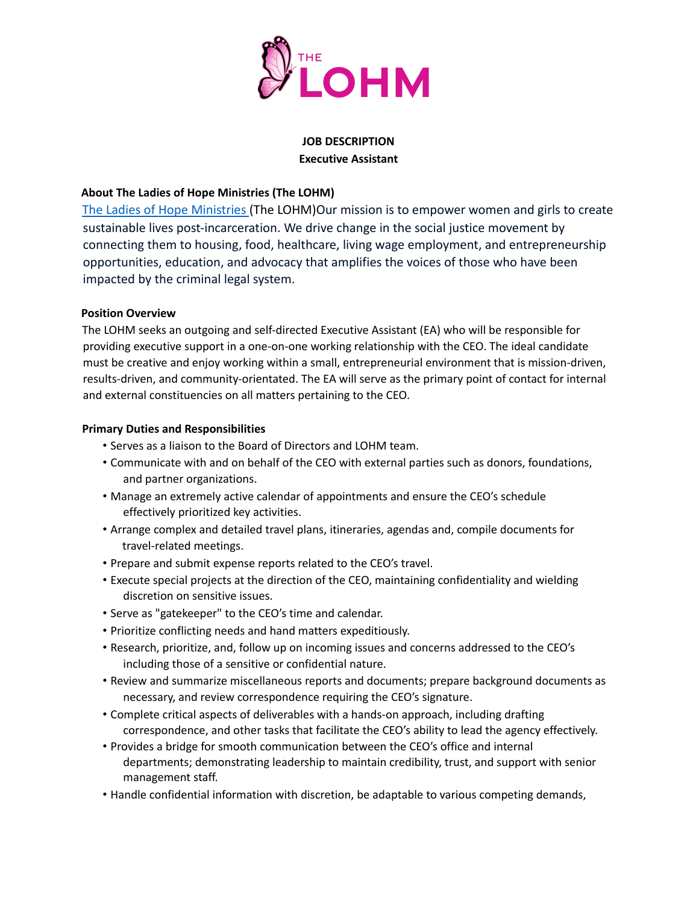THE LOHM

**JOB DESCRIPTION**
**Executive Assistant**

**About The Ladies of Hope Ministries (The LOHM)**

The Ladies of Hope Ministries (The LOHM)Our mission is to empower women and girls to create sustainable lives post-incarceration. We drive change in the social justice movement by connecting them to housing, food, healthcare, living wage employment, and entrepreneurship opportunities, education, and advocacy that amplifies the voices of those who have been impacted by the criminal legal system.

**Position Overview**

The LOHM seeks an outgoing and self-directed Executive Assistant (EA) who will be responsible for providing executive support in a one-on-one working relationship with the CEO. The ideal candidate must be creative and enjoy working within a small, entrepreneurial environment that is mission-driven, results-driven, and community-orientated. The EA will serve as the primary point of contact for internal and external constituencies on all matters pertaining to the CEO.

**Primary Duties and Responsibilities**

- Serves as a liaison to the Board of Directors and LOHM team.
- Communicate with and on behalf of the CEO with external parties such as donors, foundations, and partner organizations.
- Manage an extremely active calendar of appointments and ensure the CEO's schedule effectively prioritized key activities.
- Arrange complex and detailed travel plans, itineraries, agendas and, compile documents for travel-related meetings.
- Prepare and submit expense reports related to the CEO's travel.
- Execute special projects at the direction of the CEO, maintaining confidentiality and wielding discretion on sensitive issues.
- Serve as "gatekeeper" to the CEO's time and calendar.
- Prioritize conflicting needs and hand matters expeditiously.
- Research, prioritize, and, follow up on incoming issues and concerns addressed to the CEO's including those of a sensitive or confidential nature.
- Review and summarize miscellaneous reports and documents; prepare background documents as necessary, and review correspondence requiring the CEO's signature.
- Complete critical aspects of deliverables with a hands-on approach, including drafting correspondence, and other tasks that facilitate the CEO's ability to lead the agency effectively.
- Provides a bridge for smooth communication between the CEO's office and internal departments; demonstrating leadership to maintain credibility, trust, and support with senior management staff.
- Handle confidential information with discretion, be adaptable to various competing demands,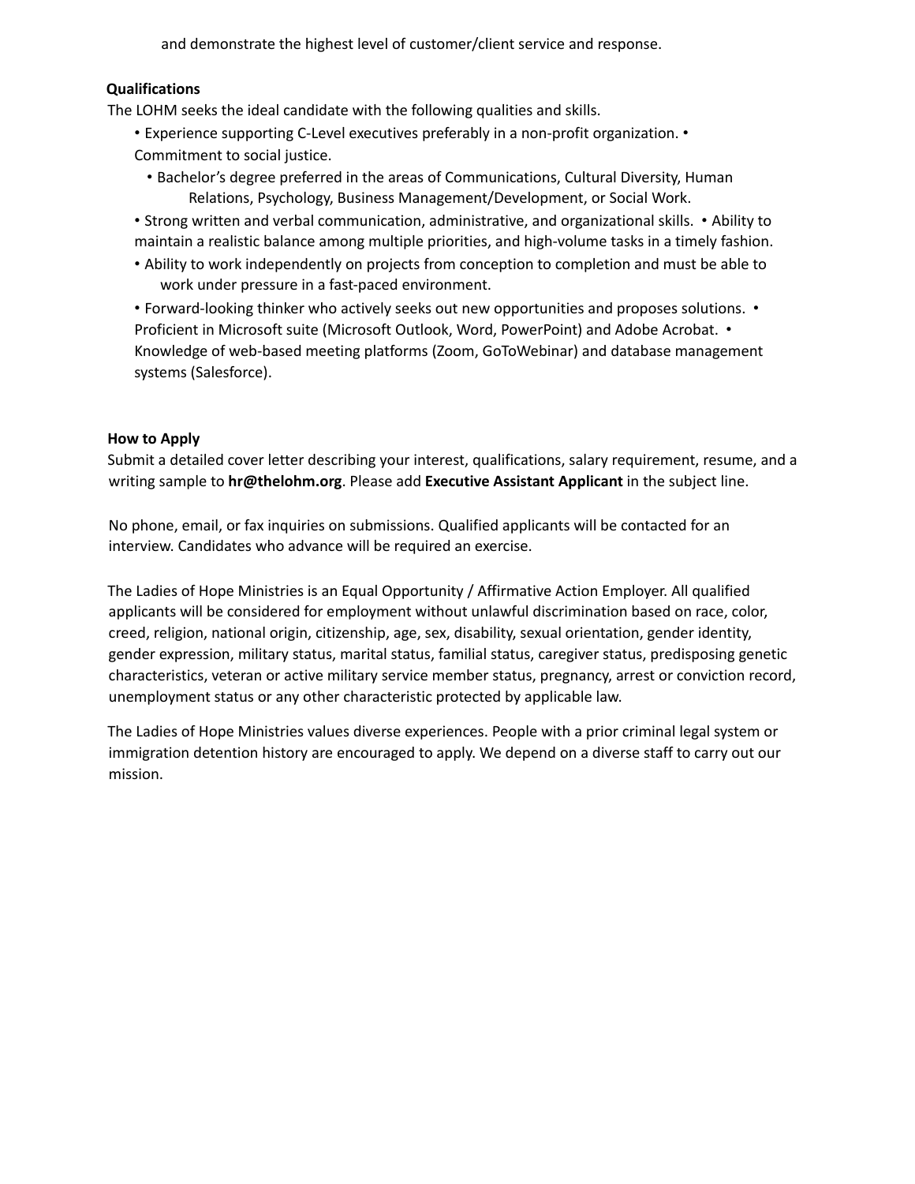and demonstrate the highest level of customer/client service and response.

**Qualifications**

The LOHM seeks the ideal candidate with the following qualities and skills.

- Experience supporting C-Level executives preferably in a non-profit organization.
- Commitment to social justice.
- Bachelor's degree preferred in the areas of Communications, Cultural Diversity, Human Relations, Psychology, Business Management/Development, or Social Work.
- Strong written and verbal communication, administrative, and organizational skills.
- Ability to maintain a realistic balance among multiple priorities, and high-volume tasks in a timely fashion.
- Ability to work independently on projects from conception to completion and must be able to work under pressure in a fast-paced environment.
- Forward-looking thinker who actively seeks out new opportunities and proposes solutions.
- Proficient in Microsoft suite (Microsoft Outlook, Word, PowerPoint) and Adobe Acrobat.
- Knowledge of web-based meeting platforms (Zoom, GoToWebinar) and database management systems (Salesforce).

**How to Apply**

Submit a detailed cover letter describing your interest, qualifications, salary requirement, resume, and a writing sample to **hr@thelohm.org**. Please add **Executive Assistant Applicant** in the subject line.

No phone, email, or fax inquiries on submissions. Qualified applicants will be contacted for an interview. Candidates who advance will be required an exercise.

The Ladies of Hope Ministries is an Equal Opportunity / Affirmative Action Employer. All qualified applicants will be considered for employment without unlawful discrimination based on race, color, creed, religion, national origin, citizenship, age, sex, disability, sexual orientation, gender identity, gender expression, military status, marital status, familial status, caregiver status, predisposing genetic characteristics, veteran or active military service member status, pregnancy, arrest or conviction record, unemployment status or any other characteristic protected by applicable law.

The Ladies of Hope Ministries values diverse experiences. People with a prior criminal legal system or immigration detention history are encouraged to apply. We depend on a diverse staff to carry out our mission.